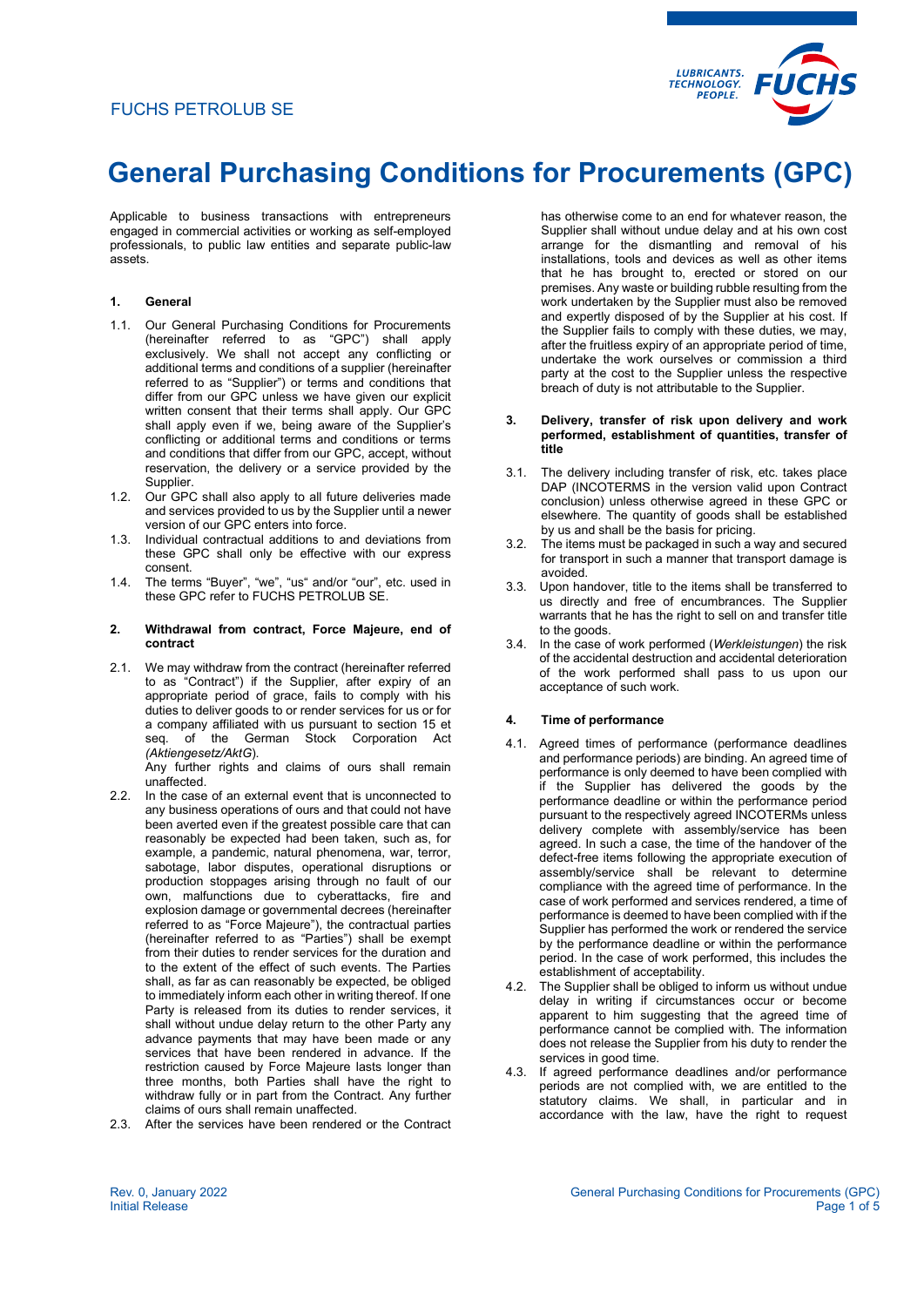FUCHS PETROLUB SE

# General Purchasing Conditions for Procurements (GPC)

Applicable to business transactions with entrepreneurs engaged in commercial activities or working as self-employed professionals, to public law entities and separate public-law assets.

## 1. General

1.1. Our General Purchasing Conditions for Procurements (hereinafter referred to as "GPC") shall apply exclusively. We shall not accept any conflicting or additional terms and conditions of a supplier (hereinafter referred to as "Supplier") or terms and conditions that differ from our GPC unless we have given our explicit written consent that their terms shall apply. Our GPC shall apply even if we, being aware of the Supplier's conflicting or additional terms or terms and conditions that differ from our GPC, accept, without reservation, the delivery or a service provided by the Supplier.

1.2. Our GPC shall also apply to all future deliveries made and services provided to us by the Supplier until a newer version of our GPC enters into force.

1.3. Individual contractual additions to and deviations from these GPC shall only be effective with our express consent.

1.4. The terms "Buyer", "we", "us" and/or "our", etc. used in these GPC refer to FUCHS PETROLUB SE.

## 2. Withdrawal from contract, Force Majeure, end of contract

2.1. We may withdraw from the contract (hereinafter referred to as "Contract") if the Supplier, after expiry of an appropriate period of grace, fails to comply with his duties to deliver goods to or render services for us or for a company affiliated with us pursuant to section 15 et seq. of the German Stock Corporation Act *(Aktiengesetz/AktG*).

Any further rights and claims of ours shall remain unaffected.

2.2. In the case of an external event that is unconnected to any business operations of ours and that could not have been averted even if the greatest possible care that can reasonably be expected had been taken, such as, for example, a pandemic, natural phenomena, war, terror, sabotage, labor disputes, operational disruptions or production stoppages arising through no fault of our own, malfunctions due to cyberattacks, fire and explosion damage or governmental decrees (hereinafter referred to as "Force Majeure"), the contractual parties (hereinafter referred to as "Parties") shall be exempt from their duties to render services for the duration and to the extent of the effect of such events. The Parties shall, as far as can reasonably be expected, be obliged to immediately inform each other in writing thereof. If one Party is released from its duties to render services, it shall without undue delay return to the other Party any advance payments that may have been made or any services that have been rendered in advance. If the restriction caused by Force Majeure lasts longer than three months, both Parties shall have the right to withdraw fully or in part from the Contract. Any further claims of ours shall remain unaffected.

2.3. After the services have been rendered or the Contract has otherwise come to an end for whatever reason, the Supplier shall without undue delay and at his own cost arrange for the dismantling and removal of his installations, tools and devices as well as other items that he has brought to, erected or stored on our premises. Any waste or building rubble resulting from the work undertaken by the Supplier must also be removed and expertly disposed of by the Supplier at his cost. If the Supplier fails to comply with these duties, we may, after the fruitless expiry of an appropriate period of time, undertake the work ourselves or commission a third party at the cost to the Supplier unless the respective breach of duty is not attributable to the Supplier.

## 3. Delivery, transfer of risk upon delivery and work performed, establishment of quantities, transfer of title

3.1. The delivery including transfer of risk, etc. takes place DAP (INCOTERMS in the version valid upon Contract conclusion) unless otherwise agreed in these GPC or elsewhere. The quantity of goods shall be established by us and shall be the basis for pricing.

3.2. The items must be packaged in such a way and secured for transport in such a manner that transport damage is avoided.

3.3. Upon handover, title to the items shall be transferred to us directly and free of encumbrances. The Supplier warrants that he has the right to sell on and transfer title to the goods.

3.4. In the case of work performed (*Werkleistungen*) the risk of the accidental destruction and accidental deterioration of the work performed shall pass to us upon our acceptance of such work.

## 4. Time of performance

4.1. Agreed times of performance (performance deadlines and performance periods) are binding. An agreed time of performance is only deemed to have been complied with if the Supplier has delivered the goods by the performance deadline or within the performance period pursuant to the respectively agreed INCOTERMs unless delivery complete with assembly/service has been agreed. In such a case, the time of the handover of the defect-free items following the appropriate execution of assembly/service shall be relevant to determine compliance with the agreed time of performance. In the case of work performed and services rendered, a time of performance is deemed to have been complied with if the Supplier has performed the work or rendered the service by the performance deadline or within the performance period. In the case of work performed, this includes the establishment of acceptability.

4.2. The Supplier shall be obliged to inform us without undue delay in writing if circumstances occur or become apparent to him suggesting that the agreed time of performance cannot be complied with. The information does not release the Supplier from his duty to render the services in good time.

4.3. If agreed performance deadlines and/or performance periods are not complied with, we are entitled to the statutory claims. We shall, in particular and in accordance with the law, have the right to request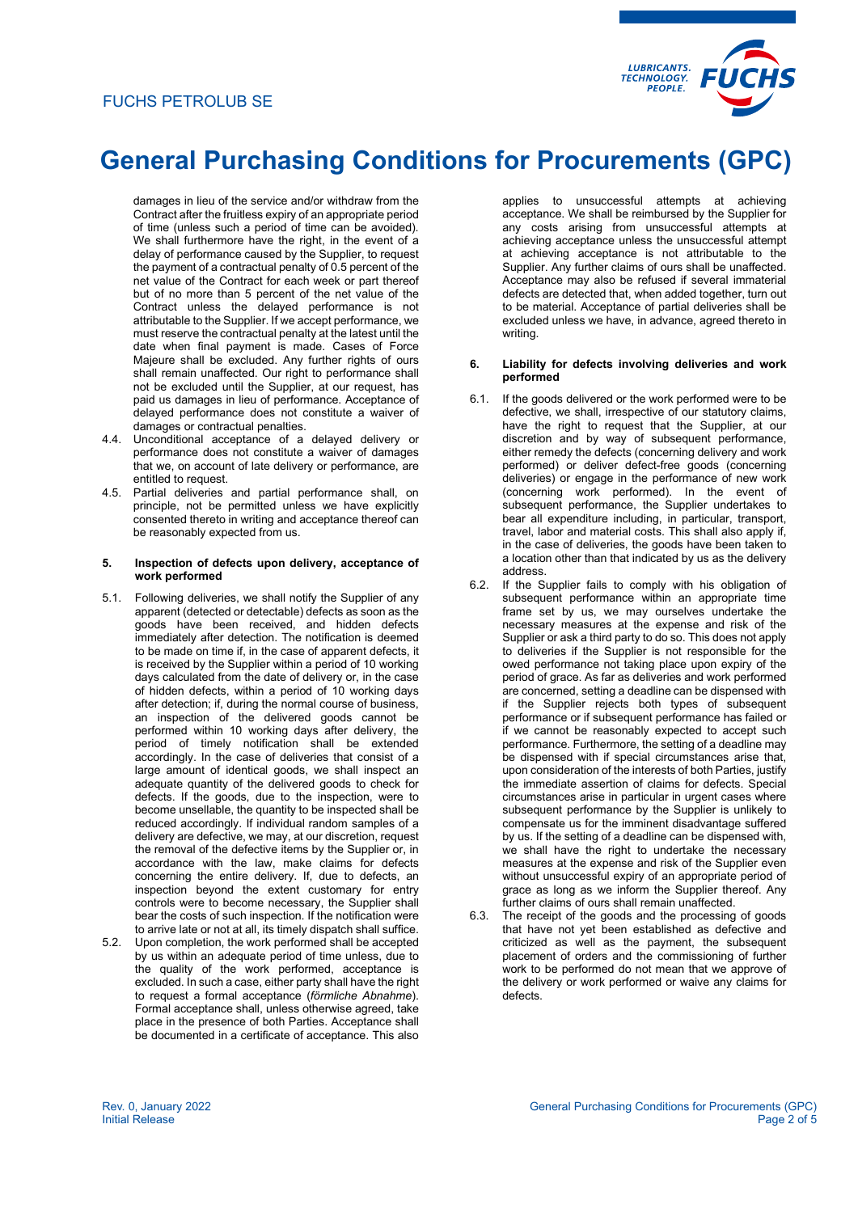damages in lieu of the service and/or withdraw from the Contract after the fruitless expiry of an appropriate period of time (unless such a period of time can be avoided). We shall furthermore have the right, in the event of a delay of performance caused by the Supplier, to request the payment of a contractual penalty of 0.5 percent of the net value of the Contract for each week or part thereof but of no more than 5 percent of the net value of the Contract unless the delayed performance is not attributable to the Supplier. If we accept performance, we must reserve the contractual penalty at the latest until the date when final payment is made. Cases of Force Majeure shall be excluded. Any further rights of ours shall remain unaffected. Our right to performance shall not be excluded until the Supplier, at our request, has paid us damages in lieu of performance. Acceptance of delayed performance does not constitute a waiver of damages or contractual penalties.

4.4. Unconditional acceptance of a delayed delivery or performance does not constitute a waiver of damages that we, on account of late delivery or performance, are entitled to request.

4.5. Partial deliveries and partial performance shall, on principle, not be permitted unless we have explicitly consented thereto in writing and acceptance thereof can be reasonably expected from us.

**5. Inspection of defects upon delivery, acceptance of work performed**

5.1. Following deliveries, we shall notify the Supplier of any apparent (detected or detectable) defects as soon as the goods have been received, and hidden defects immediately after detection. The notification is deemed to be made on time if, in the case of apparent defects, it is received by the Supplier within a period of 10 working days calculated from the date of delivery or, in the case of hidden defects, within a period of 10 working days after detection; if, during the normal course of business, an inspection of the delivered goods cannot be performed within 10 working days after delivery, the period of timely notification shall be extended accordingly. In the case of deliveries that consist of a large amount of identical goods, we shall inspect an adequate quantity of the delivered goods to check for defects. If the goods, due to the inspection, were to become unsellable, the quantity to be inspected shall be reduced accordingly. If individual random samples of a delivery are defective, we may, at our discretion, request the removal of the defective items by the Supplier or, in accordance with the law, make claims for defects concerning the entire delivery. If, due to defects, an inspection beyond the extent customary for entry controls were to become necessary, the Supplier shall bear the costs of such inspection. If the notification were to arrive late or not at all, its timely dispatch shall suffice.

5.2. Upon completion, the work performed shall be accepted by us within an adequate period of time unless, due to the quality of the work performed, acceptance is excluded. In such a case, either party shall have the right to request a formal acceptance (*förmliche Abnahme*). Formal acceptance shall, unless otherwise agreed, take place in the presence of both Parties. Acceptance shall be documented in a certificate of acceptance. This also applies to unsuccessful attempts at achieving acceptance. We shall be reimbursed by the Supplier for any costs arising from unsuccessful attempts at achieving acceptance unless the unsuccessful attempt at achieving acceptance is not attributable to the Supplier. Any further claims of ours shall be unaffected. Acceptance may also be refused if several immaterial defects are detected that, when added together, turn out to be material. Acceptance of partial deliveries shall be excluded unless we have, in advance, agreed thereto in writing.

**6. Liability for defects involving deliveries and work performed**

6.1. If the goods delivered or the work performed were to be defective, we shall, irrespective of our statutory claims, have the right to request that the Supplier, at our discretion and by way of subsequent performance, either remedy the defects (concerning delivery and work performed) or deliver defect-free goods (concerning deliveries) or engage in the performance of new work (concerning work performed). In the event of subsequent performance, the Supplier undertakes to bear all expenditure including, in particular, transport, travel, labor and material costs. This shall also apply if, in the case of deliveries, the goods have been taken to a location other than that indicated by us as the delivery address.

6.2. If the Supplier fails to comply with his obligation of subsequent performance within an appropriate time frame set by us, we may ourselves undertake the necessary measures at the expense and risk of the Supplier or ask a third party to do so. This does not apply to deliveries if the Supplier is not responsible for the owed performance not taking place upon expiry of the period of grace. As far as deliveries and work performed are concerned, setting a deadline can be dispensed with if the Supplier rejects both types of subsequent performance or if subsequent performance has failed or if we cannot be reasonably expected to accept such performance. Furthermore, the setting of a deadline may be dispensed with if special circumstances arise that, upon consideration of the interests of both Parties, justify the immediate assertion of claims for defects. Special circumstances arise in particular in urgent cases where subsequent performance by the Supplier is unlikely to compensate us for the imminent disadvantage suffered by us. If the setting of a deadline can be dispensed with, we shall have the right to undertake the necessary measures at the expense and risk of the Supplier even without unsuccessful expiry of an appropriate period of grace as long as we inform the Supplier thereof. Any further claims of ours shall remain unaffected.

6.3. The receipt of the goods and the processing of goods that have not yet been established as defective and criticized as well as the payment, the subsequent placement of orders and the commissioning of further work to be performed do not mean that we approve of the delivery or work performed or waive any claims for defects.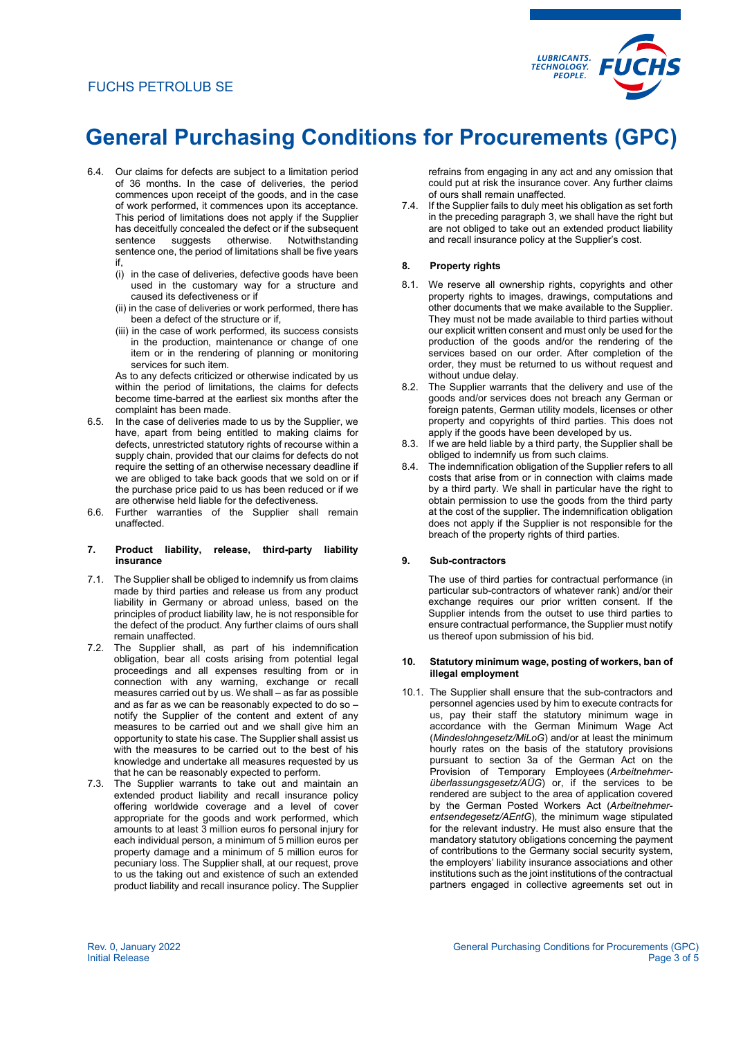6.4. Our claims for defects are subject to a limitation period of 36 months. In the case of deliveries, the period commences upon receipt of the goods, and in the case of work performed, it commences upon its acceptance. This period of limitations does not apply if the Supplier has deceitfully concealed the defect or if the subsequent sentence suggests otherwise. Notwithstanding sentence one, the period of limitations shall be five years if,

   (i) in the case of deliveries, defective goods have been used in the customary way for a structure and caused its defectiveness or if

   (ii) in the case of deliveries or work performed, there has been a defect of the structure or if,

   (iii) in the case of work performed, its success consists in the production, maintenance or change of one item or in the rendering of planning or monitoring services for such item.

   As to any defects criticized or otherwise indicated by us within the period of limitations, the claims for defects become time-barred at the earliest six months after the complaint has been made.

6.5. In the case of deliveries made to us by the Supplier, we have, apart from being entitled to making claims for defects, unrestricted statutory rights of recourse within a supply chain, provided that our claims for defects do not require the setting of an otherwise necessary deadline if we are obliged to take back goods that we sold on or if the purchase price paid to us has been reduced or if we are otherwise held liable for the defectiveness.

6.6. Further warranties of the Supplier shall remain unaffected.

## 7. Product liability, release, third-party liability insurance

7.1. The Supplier shall be obliged to indemnify us from claims made by third parties and release us from any product liability in Germany or abroad unless, based on the principles of product liability law, he is not responsible for the defect of the product. Any further claims of ours shall remain unaffected.

7.2. The Supplier shall, as part of his indemnification obligation, bear all costs arising from potential legal proceedings and all expenses resulting from or in connection with any warning, exchange or recall measures carried out by us. We shall – as far as possible and as far as we can be reasonably expected to do so – notify the Supplier of the content and extent of any measures to be carried out and we shall give him an opportunity to state his case. The Supplier shall assist us with the measures to be carried out to the best of his knowledge and undertake all measures requested by us that he can be reasonably expected to perform.

7.3. The Supplier warrants to take out and maintain an extended product liability and recall insurance policy offering worldwide coverage and a level of cover appropriate for the goods and work performed, which amounts to at least 3 million euros fo personal injury for each individual person, a minimum of 5 million euros per property damage and a minimum of 5 million euros for pecuniary loss. The Supplier shall, at our request, prove to us the taking out and existence of such an extended product liability and recall insurance policy. The Supplier refrains from engaging in any act and any omission that could put at risk the insurance cover. Any further claims of ours shall remain unaffected.

7.4. If the Supplier fails to duly meet his obligation as set forth in the preceding paragraph 3, we shall have the right but are not obliged to take out an extended product liability and recall insurance policy at the Supplier's cost.

## 8. Property rights

8.1. We reserve all ownership rights, copyrights and other property rights to images, drawings, computations and other documents that we make available to the Supplier. They must not be made available to third parties without our explicit written consent and must only be used for the production of the goods and/or the rendering of the services based on our order. After completion of the order, they must be returned to us without request and without undue delay.

8.2. The Supplier warrants that the delivery and use of the goods and/or services does not breach any German or foreign patents, German utility models, licenses or other property and copyrights of third parties. This does not apply if the goods have been developed by us.

8.3. If we are held liable by a third party, the Supplier shall be obliged to indemnify us from such claims.

8.4. The indemnification obligation of the Supplier refers to all costs that arise from or in connection with claims made by a third party. We shall in particular have the right to obtain permission to use the goods from the third party at the cost of the supplier. The indemnification obligation does not apply if the Supplier is not responsible for the breach of the property rights of third parties.

## 9. Sub-contractors

The use of third parties for contractual performance (in particular sub-contractors of whatever rank) and/or their exchange requires our prior written consent. If the Supplier intends from the outset to use third parties to ensure contractual performance, the Supplier must notify us thereof upon submission of his bid.

## 10. Statutory minimum wage, posting of workers, ban of illegal employment

10.1. The Supplier shall ensure that the sub-contractors and personnel agencies used by him to execute contracts for us, pay their staff the statutory minimum wage in accordance with the German Minimum Wage Act (*Mindeslohngesetz/MiLoG*) and/or at least the minimum hourly rates on the basis of the statutory provisions pursuant to section 3a of the German Act on the Provision of Temporary Employees (*Arbeitnehmerüberlassungsgesetz/AÜG*) or, if the services to be rendered are subject to the area of application covered by the German Posted Workers Act (*Arbeitnehmerentsendegesetz/AEntG*), the minimum wage stipulated for the relevant industry. He must also ensure that the mandatory statutory obligations concerning the payment of contributions to the Germany social security system, the employers' liability insurance associations and other institutions such as the joint institutions of the contractual partners engaged in collective agreements set out in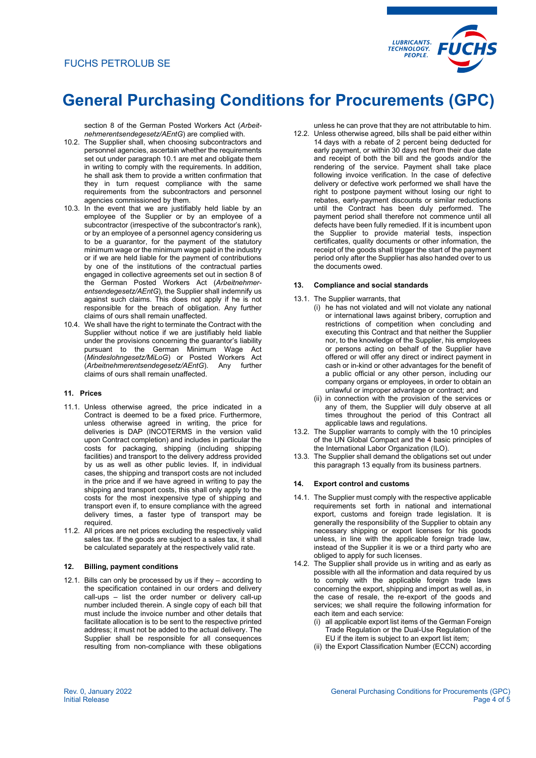section 8 of the German Posted Workers Act (*Arbeitnehmerentsendegesetz/AEntG*) are complied with.

10.2. The Supplier shall, when choosing subcontractors and personnel agencies, ascertain whether the requirements set out under paragraph 10.1 are met and obligate them in writing to comply with the requirements. In addition, he shall ask them to provide a written confirmation that they in turn request compliance with the same requirements from the subcontractors and personnel agencies commissioned by them.

10.3. In the event that we are justifiably held liable by an employee of the Supplier or by an employee of a subcontractor (irrespective of the subcontractor's rank), or by an employee of a personnel agency considering us to be a guarantor, for the payment of the statutory minimum wage or the minimum wage paid in the industry or if we are held liable for the payment of contributions by one of the institutions of the contractual parties engaged in collective agreements set out in section 8 of the German Posted Workers Act (*Arbeitnehmerentsendegesetz/AEntG*), the Supplier shall indemnify us against such claims. This does not apply if he is not responsible for the breach of obligation. Any further claims of ours shall remain unaffected.

10.4. We shall have the right to terminate the Contract with the Supplier without notice if we are justifiably held liable under the provisions concerning the guarantor's liability pursuant to the German Minimum Wage Act (*Mindeslohngesetz/MiLoG*) or Posted Workers Act (*Arbeitnehmerentsendegesetz/AEntG*). Any further claims of ours shall remain unaffected.

## 11. Prices

11.1. Unless otherwise agreed, the price indicated in a Contract is deemed to be a fixed price. Furthermore, unless otherwise agreed in writing, the price for deliveries is DAP (INCOTERMS in the version valid upon Contract completion) and includes in particular the costs for packaging, shipping (including shipping facilities) and transport to the delivery address provided by us as well as other public levies. If, in individual cases, the shipping and transport costs are not included in the price and if we have agreed in writing to pay the shipping and transport costs, this shall only apply to the costs for the most inexpensive type of shipping and transport even if, to ensure compliance with the agreed delivery times, a faster type of transport may be required.

11.2. All prices are net prices excluding the respectively valid sales tax. If the goods are subject to a sales tax, it shall be calculated separately at the respectively valid rate.

## 12. Billing, payment conditions

12.1. Bills can only be processed by us if they – according to the specification contained in our orders and delivery call-ups – list the order number or delivery call-up number included therein. A single copy of each bill that must include the invoice number and other details that facilitate allocation is to be sent to the respective printed address; it must not be added to the actual delivery. The Supplier shall be responsible for all consequences resulting from non-compliance with these obligations unless he can prove that they are not attributable to him.

12.2. Unless otherwise agreed, bills shall be paid either within 14 days with a rebate of 2 percent being deducted for early payment, or within 30 days net from their due date and receipt of both the bill and the goods and/or the rendering of the service. Payment shall take place following invoice verification. In the case of defective delivery or defective work performed we shall have the right to postpone payment without losing our right to rebates, early-payment discounts or similar reductions until the Contract has been duly performed. The payment period shall therefore not commence until all defects have been fully remedied. If it is incumbent upon the Supplier to provide material tests, inspection certificates, quality documents or other information, the receipt of the goods shall trigger the start of the payment period only after the Supplier has also handed over to us the documents owed.

## 13. Compliance and social standards

13.1. The Supplier warrants, that
  (i) he has not violated and will not violate any national or international laws against bribery, corruption and restrictions of competition when concluding and executing this Contract and that neither the Supplier nor, to the knowledge of the Supplier, his employees or persons acting on behalf of the Supplier have offered or will offer any direct or indirect payment in cash or in-kind or other advantages for the benefit of a public official or any other person, including our company organs or employees, in order to obtain an unlawful or improper advantage or contract; and
  (ii) in connection with the provision of the services or any of them, the Supplier will duly observe at all times throughout the period of this Contract all applicable laws and regulations.

13.2. The Supplier warrants to comply with the 10 principles of the UN Global Compact and the 4 basic principles of the International Labor Organization (ILO).

13.3. The Supplier shall demand the obligations set out under this paragraph 13 equally from its business partners.

## 14. Export control and customs

14.1. The Supplier must comply with the respective applicable requirements set forth in national and international export, customs and foreign trade legislation. It is generally the responsibility of the Supplier to obtain any necessary shipping or export licenses for his goods unless, in line with the applicable foreign trade law, instead of the Supplier it is we or a third party who are obliged to apply for such licenses.

14.2. The Supplier shall provide us in writing and as early as possible with all the information and data required by us to comply with the applicable foreign trade laws concerning the export, shipping and import as well as, in the case of resale, the re-export of the goods and services; we shall require the following information for each item and each service:
  (i) all applicable export list items of the German Foreign Trade Regulation or the Dual-Use Regulation of the EU if the item is subject to an export list item;
  (ii) the Export Classification Number (ECCN) according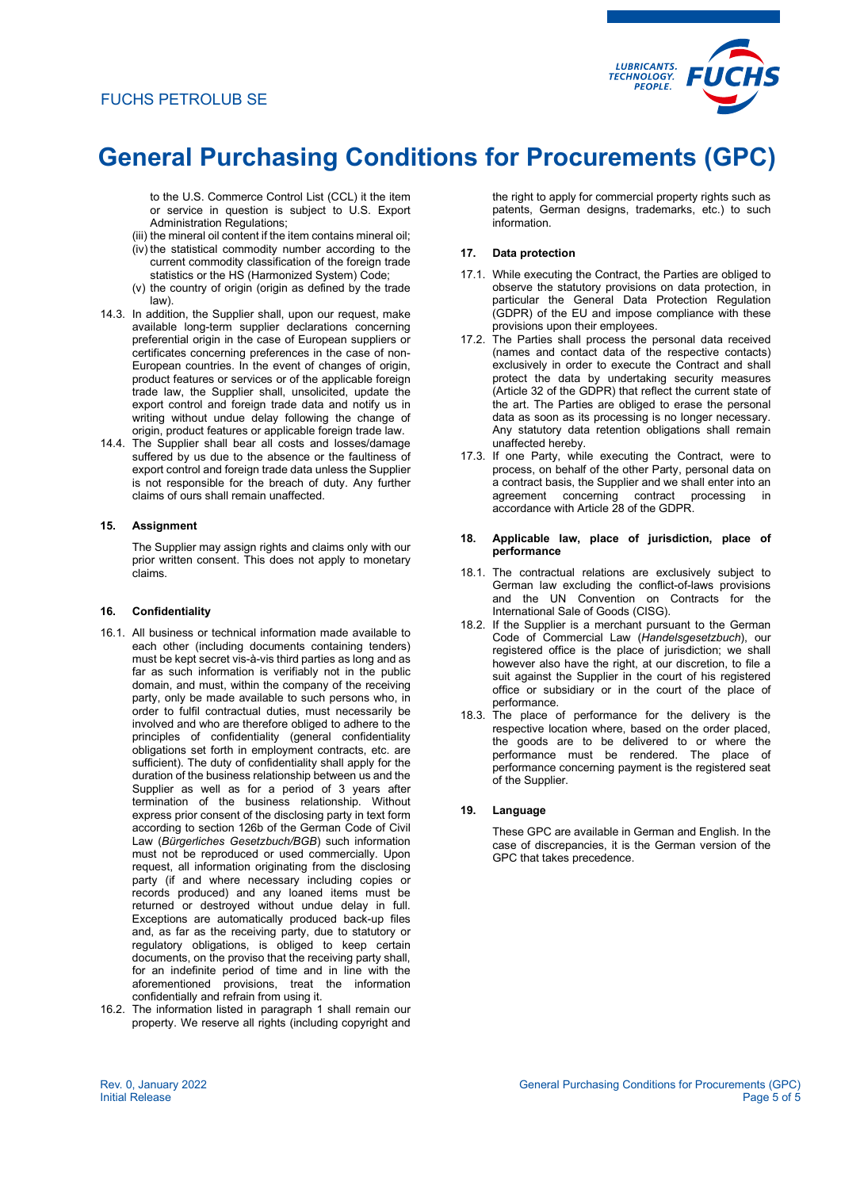to the U.S. Commerce Control List (CCL) it the item or service in question is subject to U.S. Export Administration Regulations;

(iii) the mineral oil content if the item contains mineral oil;

(iv) the statistical commodity number according to the current commodity classification of the foreign trade statistics or the HS (Harmonized System) Code;

(v) the country of origin (origin as defined by the trade law).

14.3. In addition, the Supplier shall, upon our request, make available long-term supplier declarations concerning preferential origin in the case of European suppliers or certificates concerning preferences in the case of non-European countries. In the event of changes of origin, product features or services or of the applicable foreign trade law, the Supplier shall, unsolicited, update the export control and foreign trade data and notify us in writing without undue delay following the change of origin, product features or applicable foreign trade law.

14.4. The Supplier shall bear all costs and losses/damage suffered by us due to the absence or the faultiness of export control and foreign trade data unless the Supplier is not responsible for the breach of duty. Any further claims of ours shall remain unaffected.

#### 15. Assignment

The Supplier may assign rights and claims only with our prior written consent. This does not apply to monetary claims.

#### 16. Confidentiality

16.1. All business or technical information made available to each other (including documents containing tenders) must be kept secret vis-à-vis third parties as long and as far as such information is verifiably not in the public domain, and must, within the company of the receiving party, only be made available to such persons who, in order to fulfil contractual duties, must necessarily be involved and who are therefore obliged to adhere to the principles of confidentiality (general confidentiality obligations set forth in employment contracts, etc. are sufficient). The duty of confidentiality shall apply for the duration of the business relationship between us and the Supplier as well as for a period of 3 years after termination of the business relationship. Without express prior consent of the disclosing party in text form according to section 126b of the German Code of Civil Law (*Bürgerliches Gesetzbuch/BGB*) such information must not be reproduced or used commercially. Upon request, all information originating from the disclosing party (if and where necessary including copies or records produced) and any loaned items must be returned or destroyed without undue delay in full. Exceptions are automatically produced back-up files and, as far as the receiving party, due to statutory or regulatory obligations, is obliged to keep certain documents, on the proviso that the receiving party shall, for an indefinite period of time and in line with the aforementioned provisions, treat the information confidentially and refrain from using it.

16.2. The information listed in paragraph 1 shall remain our property. We reserve all rights (including copyright and the right to apply for commercial property rights such as patents, German designs, trademarks, etc.) to such information.

#### 17. Data protection

17.1. While executing the Contract, the Parties are obliged to observe the statutory provisions on data protection, in particular the General Data Protection Regulation (GDPR) of the EU and impose compliance with these provisions upon their employees.

17.2. The Parties shall process the personal data received (names and contact data of the respective contacts) exclusively in order to execute the Contract and shall protect the data by undertaking security measures (Article 32 of the GDPR) that reflect the current state of the art. The Parties are obliged to erase the personal data as soon as its processing is no longer necessary. Any statutory data retention obligations shall remain unaffected hereby.

17.3. If one Party, while executing the Contract, were to process, on behalf of the other Party, personal data on a contract basis, the Supplier and we shall enter into an agreement concerning contract processing in accordance with Article 28 of the GDPR.

#### 18. Applicable law, place of jurisdiction, place of performance

18.1. The contractual relations are exclusively subject to German law excluding the conflict-of-laws provisions and the UN Convention on Contracts for the International Sale of Goods (CISG).

18.2. If the Supplier is a merchant pursuant to the German Code of Commercial Law (*Handelsgesetzbuch*), our registered office is the place of jurisdiction; we shall however also have the right, at our discretion, to file a suit against the Supplier in the court of his registered office or subsidiary or in the court of the place of performance.

18.3. The place of performance for the delivery is the respective location where, based on the order placed, the goods are to be delivered to or where the performance must be rendered. The place of performance concerning payment is the registered seat of the Supplier.

#### 19. Language

These GPC are available in German and English. In the case of discrepancies, it is the German version of the GPC that takes precedence.